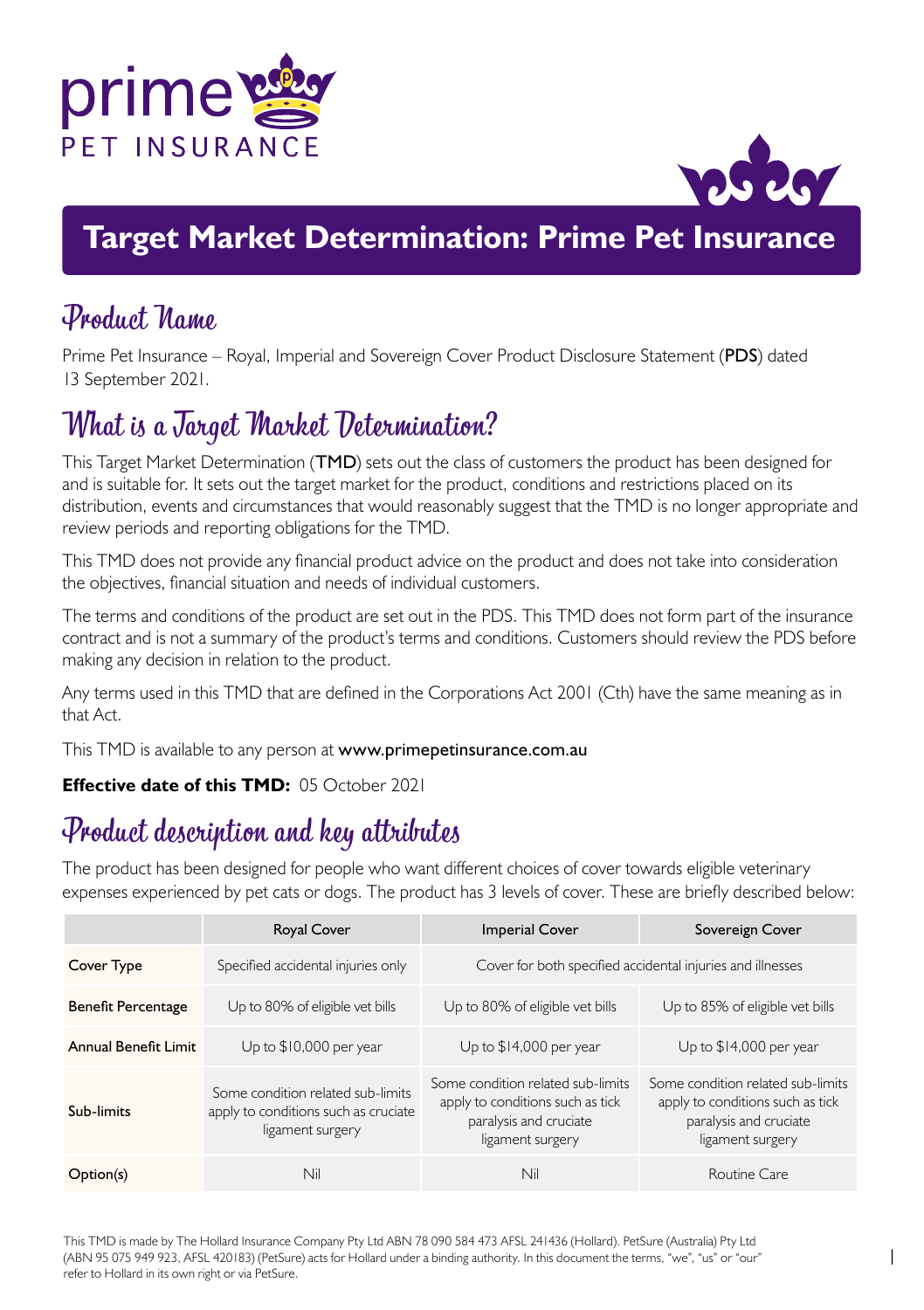# Target Market Determination: Prime Pet Insurance

## Product Name

Prime Pet Insurance – Royal, Imperial and Sovereign Cover Product Disclosure Statement (**PDS**) dated 13 September 2021.

## What is a Target Market Determination?

This Target Market Determination (**TMD**) sets out the class of customers the product has been designed for and is suitable for. It sets out the target market for the product, conditions and restrictions placed on its distribution, events and circumstances that would reasonably suggest that the TMD is no longer appropriate and review periods and reporting obligations for the TMD.

This TMD does not provide any financial product advice on the product and does not take into consideration the objectives, financial situation and needs of individual customers.

The terms and conditions of the product are set out in the PDS. This TMD does not form part of the insurance contract and is not a summary of the product's terms and conditions. Customers should review the PDS before making any decision in relation to the product.

Any terms used in this TMD that are defined in the Corporations Act 2001 (Cth) have the same meaning as in that Act.

This TMD is available to any person at **www.primepetinsurance.com.au**

**Effective date of this TMD:** 05 October 2021

## Product description and key attributes

The product has been designed for people who want different choices of cover towards eligible veterinary expenses experienced by pet cats or dogs. The product has 3 levels of cover. These are briefly described below:

| | Royal Cover | Imperial Cover | Sovereign Cover |
|---|---|---|---|
| Cover Type | Specified accidental injuries only | Cover for both specified accidental injuries and illnesses | |
| Benefit Percentage | Up to 80% of eligible vet bills | Up to 80% of eligible vet bills | Up to 85% of eligible vet bills |
| Annual Benefit Limit | Up to $10,000 per year | Up to $14,000 per year | Up to $14,000 per year |
| Sub-limits | Some condition related sub-limits apply to conditions such as cruciate ligament surgery | Some condition related sub-limits apply to conditions such as tick paralysis and cruciate ligament surgery | Some condition related sub-limits apply to conditions such as tick paralysis and cruciate ligament surgery |
| Option(s) | Nil | Nil | Routine Care |

This TMD is made by The Hollard Insurance Company Pty Ltd ABN 78 090 584 473 AFSL 241436 (Hollard). PetSure (Australia) Pty Ltd (ABN 95 075 949 923, AFSL 420183) (PetSure) acts for Hollard under a binding authority. In this document the terms, "we", "us" or "our" refer to Hollard in its own right or via PetSure.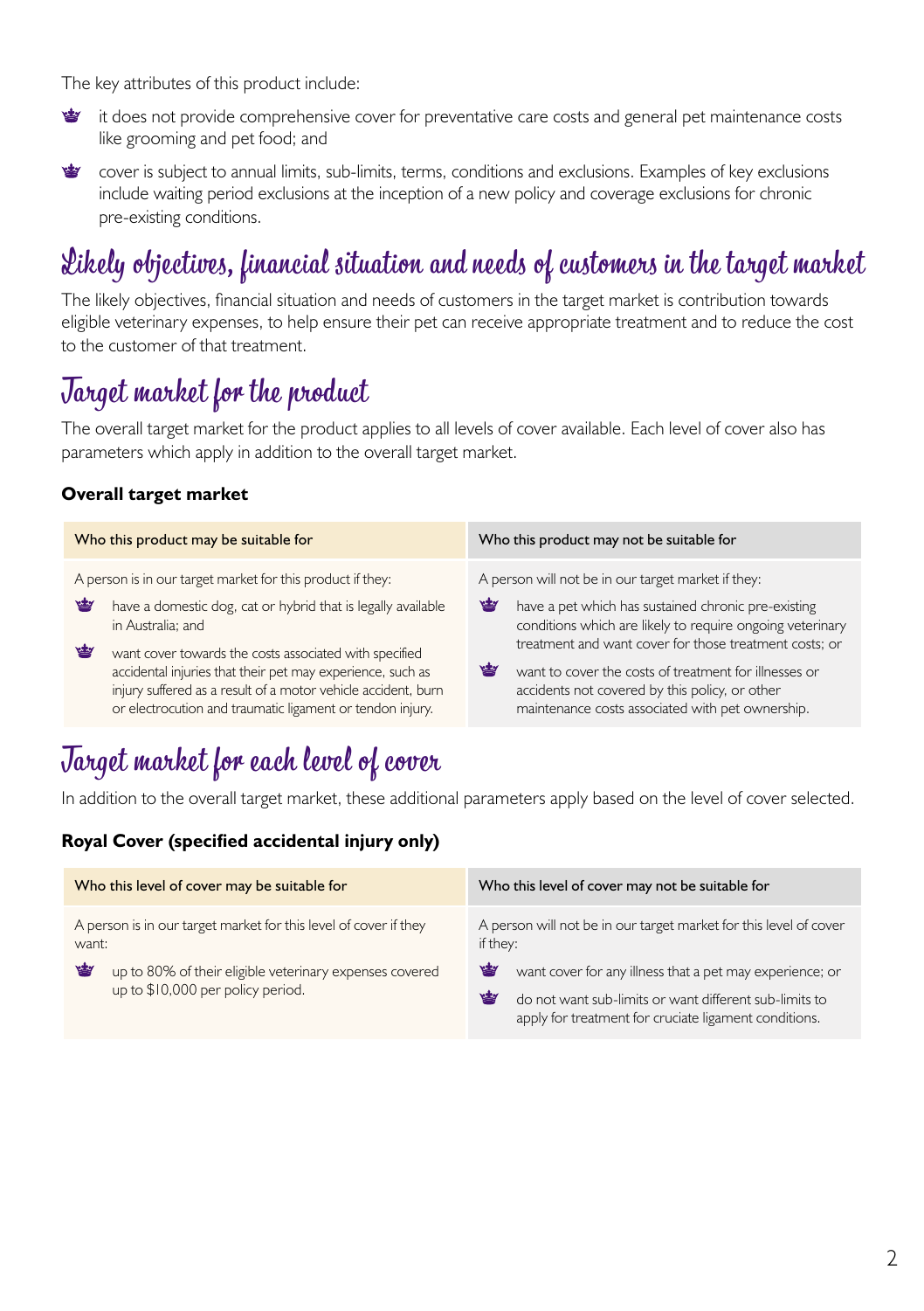The key attributes of this product include:

- it does not provide comprehensive cover for preventative care costs and general pet maintenance costs like grooming and pet food; and
- cover is subject to annual limits, sub-limits, terms, conditions and exclusions. Examples of key exclusions include waiting period exclusions at the inception of a new policy and coverage exclusions for chronic pre-existing conditions.

## Likely objectives, financial situation and needs of customers in the target market

The likely objectives, financial situation and needs of customers in the target market is contribution towards eligible veterinary expenses, to help ensure their pet can receive appropriate treatment and to reduce the cost to the customer of that treatment.

## Target market for the product

The overall target market for the product applies to all levels of cover available. Each level of cover also has parameters which apply in addition to the overall target market.

### Overall target market

| Who this product may be suitable for | Who this product may not be suitable for |
|---|---|
| A person is in our target market for this product if they:<br>• have a domestic dog, cat or hybrid that is legally available in Australia; and<br>• want cover towards the costs associated with specified accidental injuries that their pet may experience, such as injury suffered as a result of a motor vehicle accident, burn or electrocution and traumatic ligament or tendon injury. | A person will not be in our target market if they:<br>• have a pet which has sustained chronic pre-existing conditions which are likely to require ongoing veterinary treatment and want cover for those treatment costs; or<br>• want to cover the costs of treatment for illnesses or accidents not covered by this policy, or other maintenance costs associated with pet ownership. |

## Target market for each level of cover

In addition to the overall target market, these additional parameters apply based on the level of cover selected.

### Royal Cover (specified accidental injury only)

| Who this level of cover may be suitable for | Who this level of cover may not be suitable for |
|---|---|
| A person is in our target market for this level of cover if they want:<br>• up to 80% of their eligible veterinary expenses covered up to $10,000 per policy period. | A person will not be in our target market for this level of cover if they:<br>• want cover for any illness that a pet may experience; or<br>• do not want sub-limits or want different sub-limits to apply for treatment for cruciate ligament conditions. |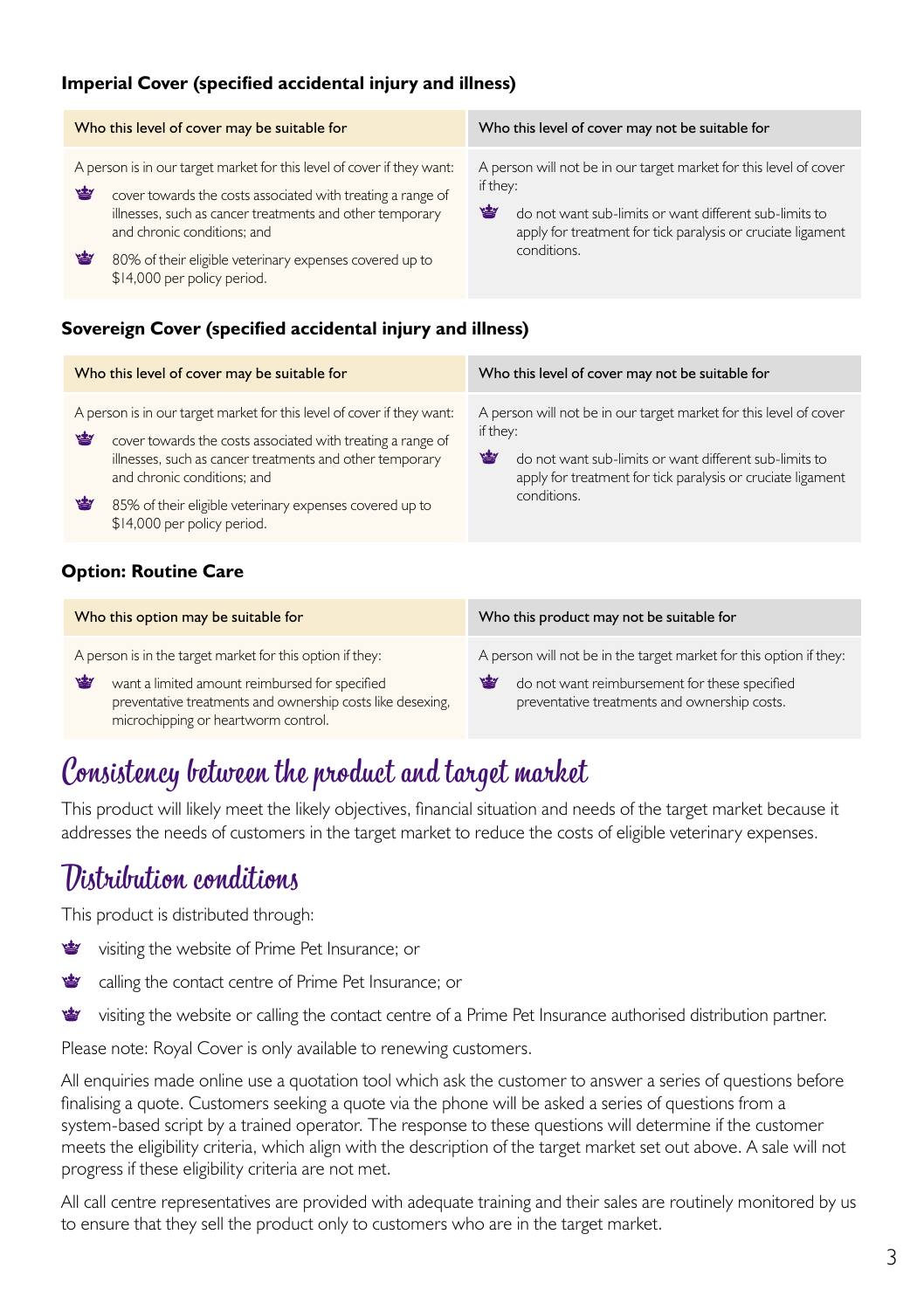### Imperial Cover (specified accidental injury and illness)

| Who this level of cover may be suitable for | Who this level of cover may not be suitable for |
|---|---|
| A person is in our target market for this level of cover if they want:<br>- cover towards the costs associated with treating a range of illnesses, such as cancer treatments and other temporary and chronic conditions; and<br>- 80% of their eligible veterinary expenses covered up to $14,000 per policy period. | A person will not be in our target market for this level of cover if they:<br>- do not want sub-limits or want different sub-limits to apply for treatment for tick paralysis or cruciate ligament conditions. |

### Sovereign Cover (specified accidental injury and illness)

| Who this level of cover may be suitable for | Who this level of cover may not be suitable for |
|---|---|
| A person is in our target market for this level of cover if they want:<br>- cover towards the costs associated with treating a range of illnesses, such as cancer treatments and other temporary and chronic conditions; and<br>- 85% of their eligible veterinary expenses covered up to $14,000 per policy period. | A person will not be in our target market for this level of cover if they:<br>- do not want sub-limits or want different sub-limits to apply for treatment for tick paralysis or cruciate ligament conditions. |

### Option: Routine Care

| Who this option may be suitable for | Who this product may not be suitable for |
|---|---|
| A person is in the target market for this option if they:<br>- want a limited amount reimbursed for specified preventative treatments and ownership costs like desexing, microchipping or heartworm control. | A person will not be in the target market for this option if they:<br>- do not want reimbursement for these specified preventative treatments and ownership costs. |

## Consistency between the product and target market

This product will likely meet the likely objectives, financial situation and needs of the target market because it addresses the needs of customers in the target market to reduce the costs of eligible veterinary expenses.

## Distribution conditions

This product is distributed through:

- visiting the website of Prime Pet Insurance; or
- calling the contact centre of Prime Pet Insurance; or
- visiting the website or calling the contact centre of a Prime Pet Insurance authorised distribution partner.

Please note: Royal Cover is only available to renewing customers.

All enquiries made online use a quotation tool which ask the customer to answer a series of questions before finalising a quote. Customers seeking a quote via the phone will be asked a series of questions from a system-based script by a trained operator. The response to these questions will determine if the customer meets the eligibility criteria, which align with the description of the target market set out above. A sale will not progress if these eligibility criteria are not met.

All call centre representatives are provided with adequate training and their sales are routinely monitored by us to ensure that they sell the product only to customers who are in the target market.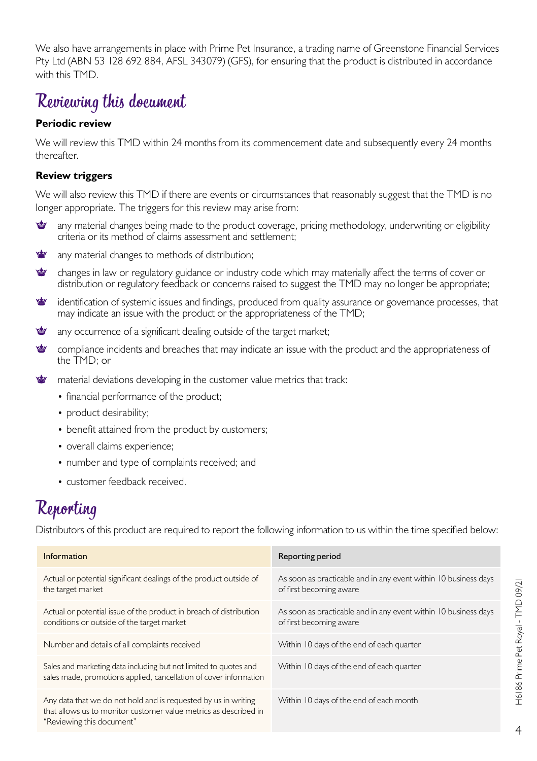We also have arrangements in place with Prime Pet Insurance, a trading name of Greenstone Financial Services Pty Ltd (ABN 53 128 692 884, AFSL 343079) (GFS), for ensuring that the product is distributed in accordance with this TMD.

## Reviewing this document

**Periodic review**

We will review this TMD within 24 months from its commencement date and subsequently every 24 months thereafter.

**Review triggers**

We will also review this TMD if there are events or circumstances that reasonably suggest that the TMD is no longer appropriate. The triggers for this review may arise from:

- any material changes being made to the product coverage, pricing methodology, underwriting or eligibility criteria or its method of claims assessment and settlement;
- any material changes to methods of distribution;
- changes in law or regulatory guidance or industry code which may materially affect the terms of cover or distribution or regulatory feedback or concerns raised to suggest the TMD may no longer be appropriate;
- identification of systemic issues and findings, produced from quality assurance or governance processes, that may indicate an issue with the product or the appropriateness of the TMD;
- any occurrence of a significant dealing outside of the target market;
- compliance incidents and breaches that may indicate an issue with the product and the appropriateness of the TMD; or
- material deviations developing in the customer value metrics that track:
  - financial performance of the product;
  - product desirability;
  - benefit attained from the product by customers;
  - overall claims experience;
  - number and type of complaints received; and
  - customer feedback received.

## Reporting

Distributors of this product are required to report the following information to us within the time specified below:

| Information | Reporting period |
|---|---|
| Actual or potential significant dealings of the product outside of the target market | As soon as practicable and in any event within 10 business days of first becoming aware |
| Actual or potential issue of the product in breach of distribution conditions or outside of the target market | As soon as practicable and in any event within 10 business days of first becoming aware |
| Number and details of all complaints received | Within 10 days of the end of each quarter |
| Sales and marketing data including but not limited to quotes and sales made, promotions applied, cancellation of cover information | Within 10 days of the end of each quarter |
| Any data that we do not hold and is requested by us in writing that allows us to monitor customer value metrics as described in "Reviewing this document" | Within 10 days of the end of each month |